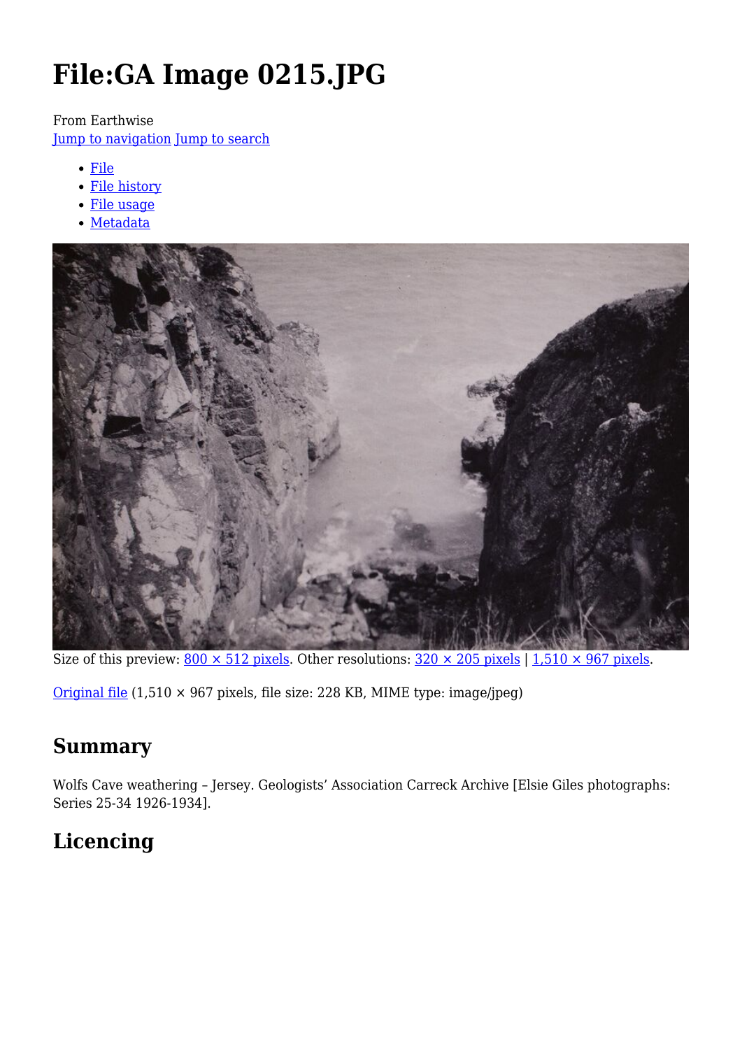# File:GA Image 0215.JPG

From Earthwise
Jump to navigation Jump to search

- File
- File history
- File usage
- Metadata

Size of this preview: 800 × 512 pixels. Other resolutions: 320 × 205 pixels | 1,510 × 967 pixels.

Original file (1,510 × 967 pixels, file size: 228 KB, MIME type: image/jpeg)

## Summary

Wolfs Cave weathering – Jersey. Geologists' Association Carreck Archive [Elsie Giles photographs: Series 25-34 1926-1934].

## Licencing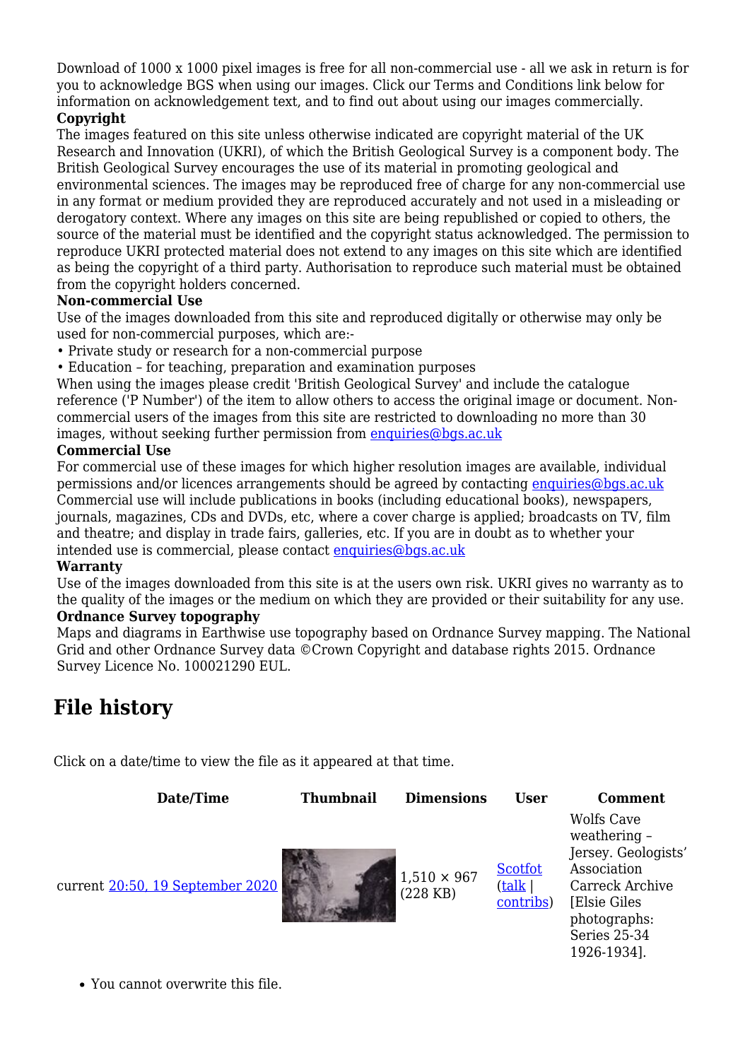Download of 1000 x 1000 pixel images is free for all non-commercial use - all we ask in return is for you to acknowledge BGS when using our images. Click our Terms and Conditions link below for information on acknowledgement text, and to find out about using our images commercially.

**Copyright**

The images featured on this site unless otherwise indicated are copyright material of the UK Research and Innovation (UKRI), of which the British Geological Survey is a component body. The British Geological Survey encourages the use of its material in promoting geological and environmental sciences. The images may be reproduced free of charge for any non-commercial use in any format or medium provided they are reproduced accurately and not used in a misleading or derogatory context. Where any images on this site are being republished or copied to others, the source of the material must be identified and the copyright status acknowledged. The permission to reproduce UKRI protected material does not extend to any images on this site which are identified as being the copyright of a third party. Authorisation to reproduce such material must be obtained from the copyright holders concerned.

**Non-commercial Use**

Use of the images downloaded from this site and reproduced digitally or otherwise may only be used for non-commercial purposes, which are:-

- Private study or research for a non-commercial purpose
- Education – for teaching, preparation and examination purposes

When using the images please credit 'British Geological Survey' and include the catalogue reference ('P Number') of the item to allow others to access the original image or document. Non-commercial users of the images from this site are restricted to downloading no more than 30 images, without seeking further permission from enquiries@bgs.ac.uk

**Commercial Use**

For commercial use of these images for which higher resolution images are available, individual permissions and/or licences arrangements should be agreed by contacting enquiries@bgs.ac.uk Commercial use will include publications in books (including educational books), newspapers, journals, magazines, CDs and DVDs, etc, where a cover charge is applied; broadcasts on TV, film and theatre; and display in trade fairs, galleries, etc. If you are in doubt as to whether your intended use is commercial, please contact enquiries@bgs.ac.uk

**Warranty**

Use of the images downloaded from this site is at the users own risk. UKRI gives no warranty as to the quality of the images or the medium on which they are provided or their suitability for any use.

**Ordnance Survey topography**

Maps and diagrams in Earthwise use topography based on Ordnance Survey mapping. The National Grid and other Ordnance Survey data ©Crown Copyright and database rights 2015. Ordnance Survey Licence No. 100021290 EUL.

# File history

Click on a date/time to view the file as it appeared at that time.

| Date/Time | Thumbnail | Dimensions | User | Comment |
|---|---|---|---|---|
| current 20:50, 19 September 2020 | | 1,510 × 967 (228 KB) | Scotfot (talk \| contribs) | Wolfs Cave weathering – Jersey. Geologists' Association Carreck Archive [Elsie Giles photographs: Series 25-34 1926-1934]. |

- You cannot overwrite this file.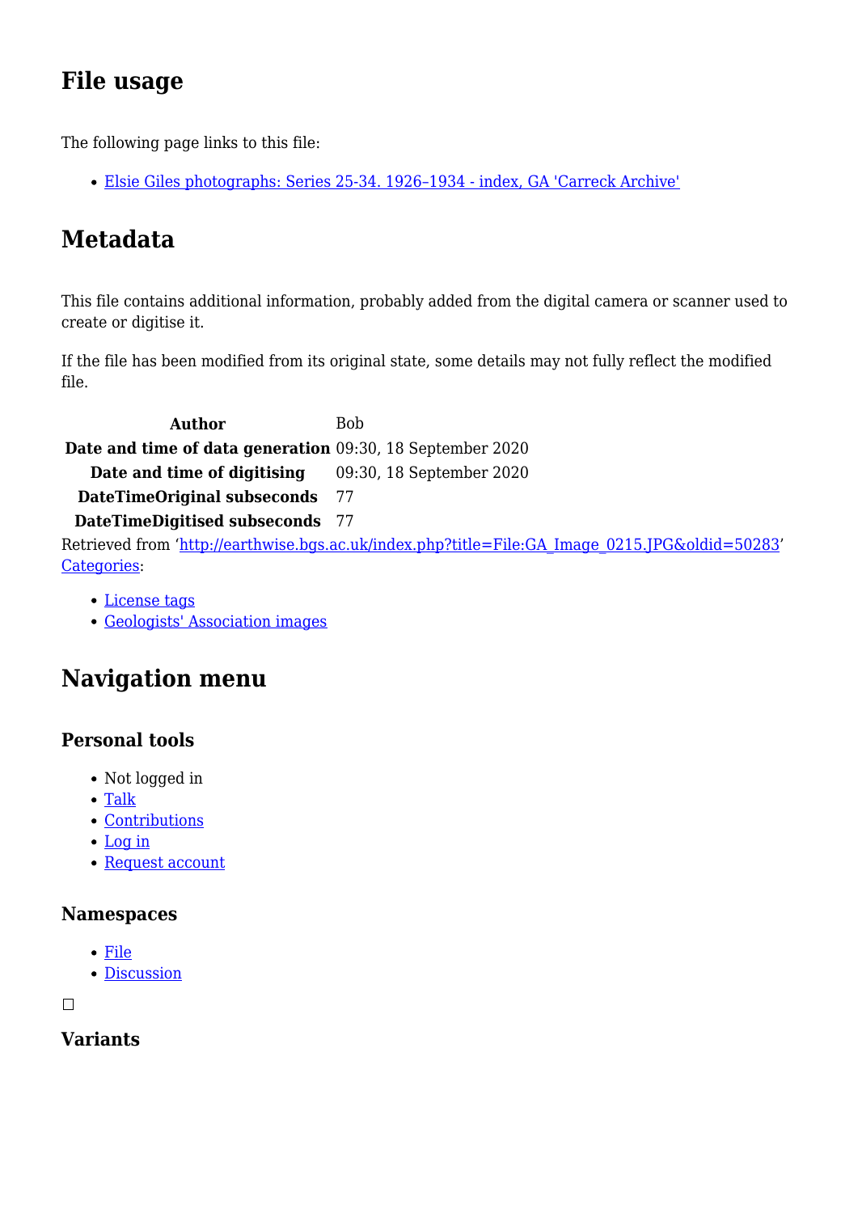## File usage

The following page links to this file:

- [Elsie Giles photographs: Series 25-34. 1926–1934 - index, GA 'Carreck Archive']

## Metadata

This file contains additional information, probably added from the digital camera or scanner used to create or digitise it.

If the file has been modified from its original state, some details may not fully reflect the modified file.

| | |
|---|---|
| **Author** | Bob |
| **Date and time of data generation** | 09:30, 18 September 2020 |
| **Date and time of digitising** | 09:30, 18 September 2020 |
| **DateTimeOriginal subseconds** | 77 |
| **DateTimeDigitised subseconds** | 77 |

Retrieved from 'http://earthwise.bgs.ac.uk/index.php?title=File:GA_Image_0215.JPG&oldid=50283'
Categories:

- License tags
- Geologists' Association images

## Navigation menu

### Personal tools

- Not logged in
- Talk
- Contributions
- Log in
- Request account

### Namespaces

- File
- Discussion

☐

### Variants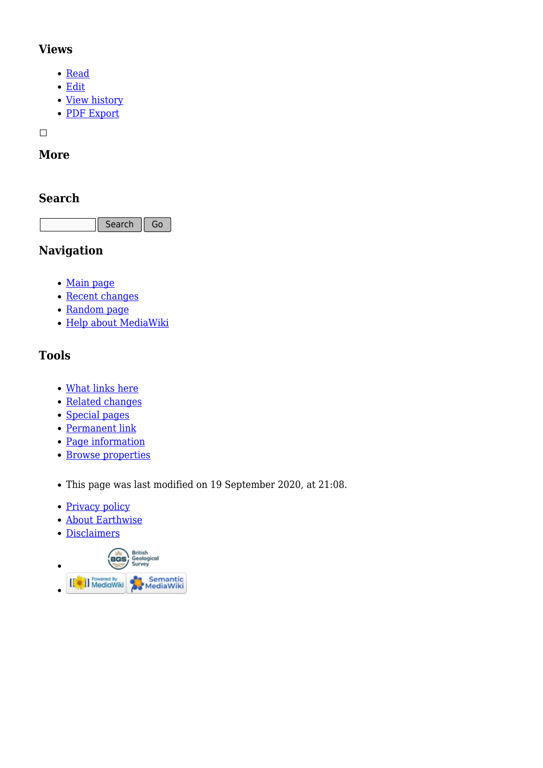### Views

- Read
- Edit
- View history
- PDF Export

### More

### Search

Search Go

### Navigation

- Main page
- Recent changes
- Random page
- Help about MediaWiki

### Tools

- What links here
- Related changes
- Special pages
- Permanent link
- Page information
- Browse properties

- This page was last modified on 19 September 2020, at 21:08.

- Privacy policy
- About Earthwise
- Disclaimers